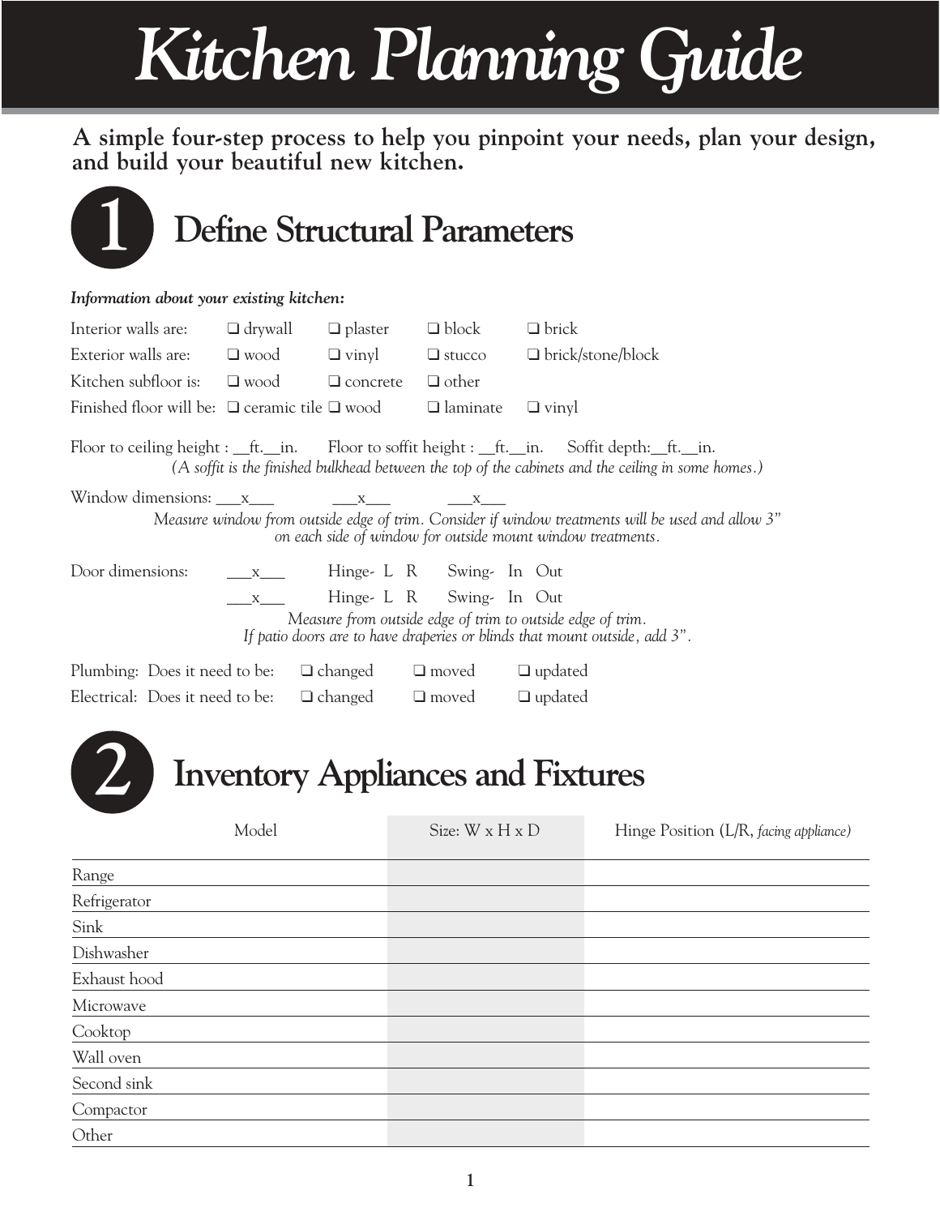# Kitchen Planning Guide

**A simple four-step process to help you pinpoint your needs, plan your design, and build your beautiful new kitchen.**

## 1 Define Structural Parameters

***Information about your existing kitchen:***

Interior walls are: ❑ drywall ❑ plaster ❑ block ❑ brick

Exterior walls are: ❑ wood ❑ vinyl ❑ stucco ❑ brick/stone/block

Kitchen subfloor is: ❑ wood ❑ concrete ❑ other

Finished floor will be: ❑ ceramic tile ❑ wood ❑ laminate ❑ vinyl

Floor to ceiling height : __ft.__in. Floor to soffit height : __ft.__in. Soffit depth:__ft.__in.

*(A soffit is the finished bulkhead between the top of the cabinets and the ceiling in some homes.)*

Window dimensions: ___x___ ___x___ ___x___

*Measure window from outside edge of trim. Consider if window treatments will be used and allow 3" on each side of window for outside mount window treatments.*

Door dimensions: ___x___ Hinge- L R Swing- In Out

___x___ Hinge- L R Swing- In Out

*Measure from outside edge of trim to outside edge of trim. If patio doors are to have draperies or blinds that mount outside, add 3".*

Plumbing: Does it need to be: ❑ changed ❑ moved ❑ updated

Electrical: Does it need to be: ❑ changed ❑ moved ❑ updated

## 2 Inventory Appliances and Fixtures

| | Model | Size: W x H x D | Hinge Position (L/R, *facing appliance*) |
|---|---|---|---|
| Range | | | |
| Refrigerator | | | |
| Sink | | | |
| Dishwasher | | | |
| Exhaust hood | | | |
| Microwave | | | |
| Cooktop | | | |
| Wall oven | | | |
| Second sink | | | |
| Compactor | | | |
| Other | | | |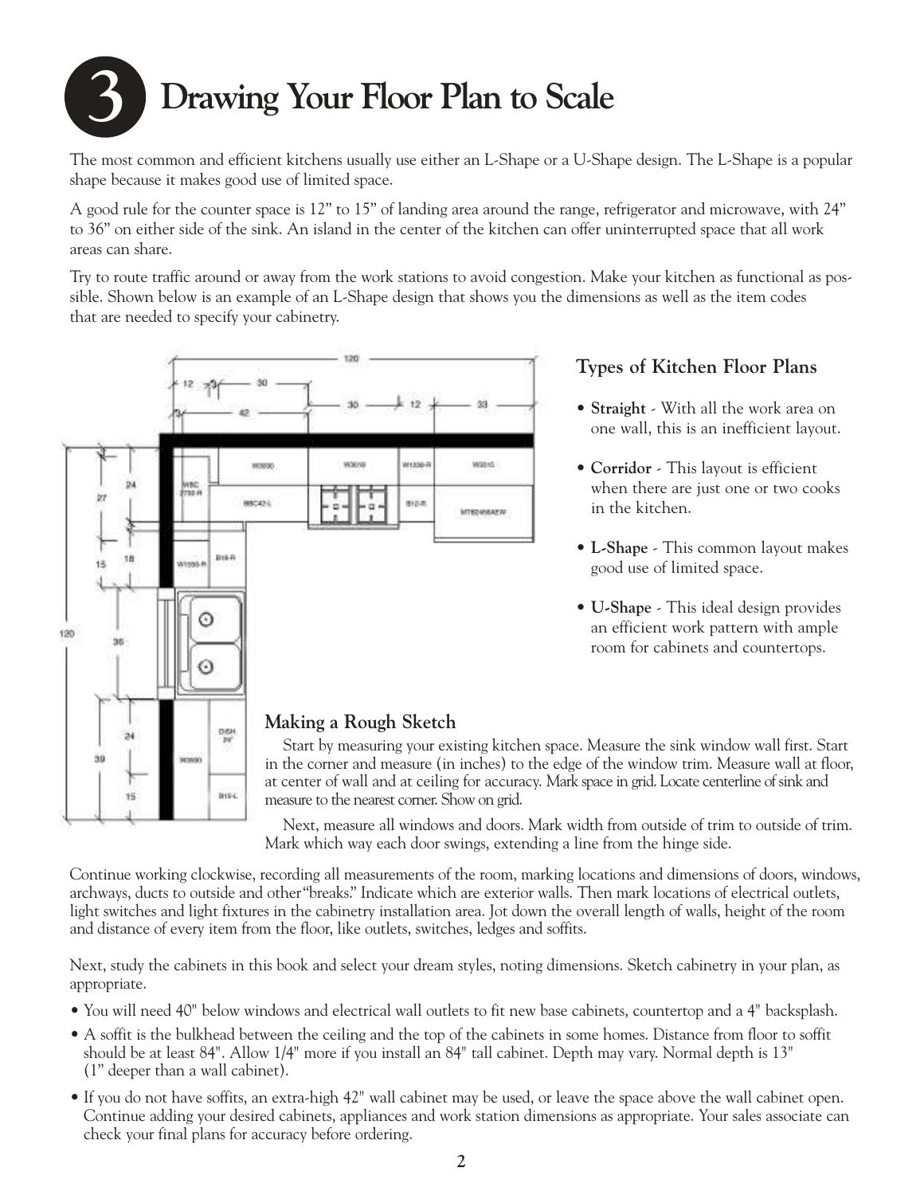# 3 Drawing Your Floor Plan to Scale

The most common and efficient kitchens usually use either an L-Shape or a U-Shape design. The L-Shape is a popular shape because it makes good use of limited space.

A good rule for the counter space is 12" to 15" of landing area around the range, refrigerator and microwave, with 24" to 36" on either side of the sink. An island in the center of the kitchen can offer uninterrupted space that all work areas can share.

Try to route traffic around or away from the work stations to avoid congestion. Make your kitchen as functional as possible. Shown below is an example of an L-Shape design that shows you the dimensions as well as the item codes that are needed to specify your cabinetry.

### Types of Kitchen Floor Plans

- **Straight** - With all the work area on one wall, this is an inefficient layout.
- **Corridor** - This layout is efficient when there are just one or two cooks in the kitchen.
- **L-Shape** - This common layout makes good use of limited space.
- **U-Shape** - This ideal design provides an efficient work pattern with ample room for cabinets and countertops.

### Making a Rough Sketch

Start by measuring your existing kitchen space. Measure the sink window wall first. Start in the corner and measure (in inches) to the edge of the window trim. Measure wall at floor, at center of wall and at ceiling for accuracy. Mark space in grid. Locate centerline of sink and measure to the nearest corner. Show on grid.

Next, measure all windows and doors. Mark width from outside of trim to outside of trim. Mark which way each door swings, extending a line from the hinge side.

Continue working clockwise, recording all measurements of the room, marking locations and dimensions of doors, windows, archways, ducts to outside and other "breaks." Indicate which are exterior walls. Then mark locations of electrical outlets, light switches and light fixtures in the cabinetry installation area. Jot down the overall length of walls, height of the room and distance of every item from the floor, like outlets, switches, ledges and soffits.

Next, study the cabinets in this book and select your dream styles, noting dimensions. Sketch cabinetry in your plan, as appropriate.

- You will need 40" below windows and electrical wall outlets to fit new base cabinets, countertop and a 4" backsplash.
- A soffit is the bulkhead between the ceiling and the top of the cabinets in some homes. Distance from floor to soffit should be at least 84". Allow 1/4" more if you install an 84" tall cabinet. Depth may vary. Normal depth is 13" (1" deeper than a wall cabinet).
- If you do not have soffits, an extra-high 42" wall cabinet may be used, or leave the space above the wall cabinet open. Continue adding your desired cabinets, appliances and work station dimensions as appropriate. Your sales associate can check your final plans for accuracy before ordering.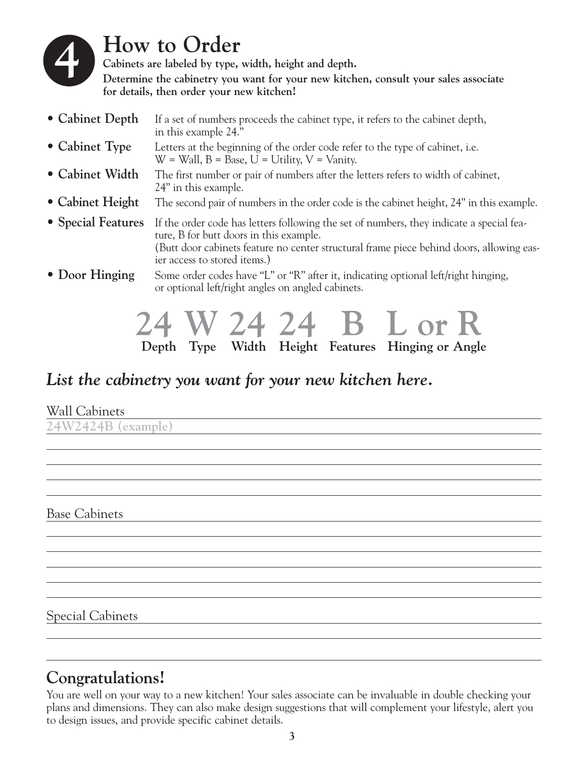# 4 How to Order

**Cabinets are labeled by type, width, height and depth.**
**Determine the cabinetry you want for your new kitchen, consult your sales associate for details, then order your new kitchen!**

- **Cabinet Depth** — If a set of numbers proceeds the cabinet type, it refers to the cabinet depth, in this example 24."
- **Cabinet Type** — Letters at the beginning of the order code refer to the type of cabinet, i.e. W = Wall, B = Base, U = Utility, V = Vanity.
- **Cabinet Width** — The first number or pair of numbers after the letters refers to width of cabinet, 24" in this example.
- **Cabinet Height** — The second pair of numbers in the order code is the cabinet height, 24" in this example.
- **Special Features** — If the order code has letters following the set of numbers, they indicate a special feature, B for butt doors in this example.
  (Butt door cabinets feature no center structural frame piece behind doors, allowing easier access to stored items.)
- **Door Hinging** — Some order codes have "L" or "R" after it, indicating optional left/right hinging, or optional left/right angles on angled cabinets.

| 24 | W | 24 | 24 | B | L or R |
|---|---|---|---|---|---|
| **Depth** | **Type** | **Width** | **Height** | **Features** | **Hinging or Angle** |

## *List the cabinetry you want for your new kitchen here.*

Wall Cabinets

24W2424B (example)

Base Cabinets

Special Cabinets

## Congratulations!

You are well on your way to a new kitchen! Your sales associate can be invaluable in double checking your plans and dimensions. They can also make design suggestions that will complement your lifestyle, alert you to design issues, and provide specific cabinet details.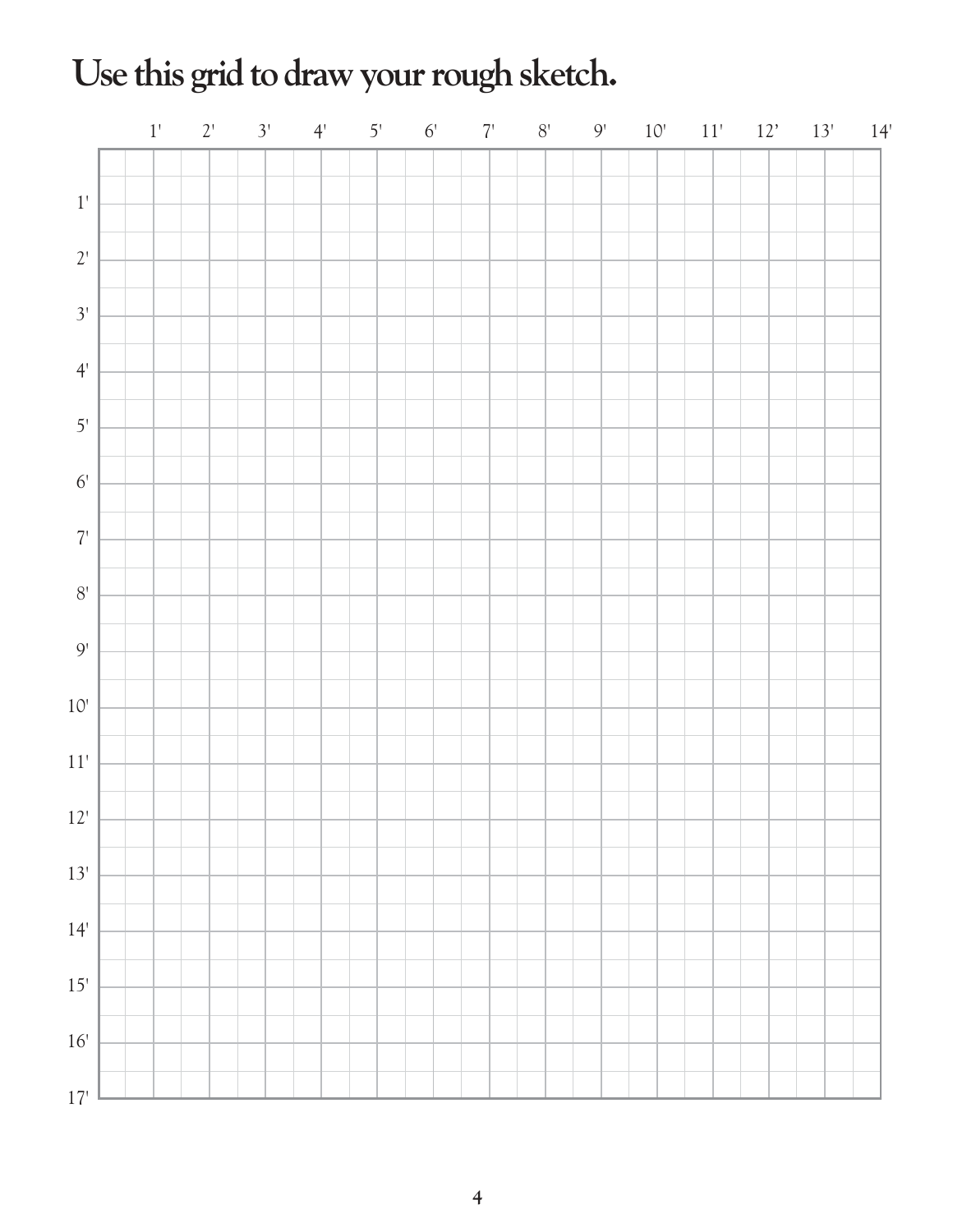# Use this grid to draw your rough sketch.

| | 1' | 2' | 3' | 4' | 5' | 6' | 7' | 8' | 9' | 10' | 11' | 12' | 13' | 14' |
|---|---|---|---|---|---|---|---|---|---|---|---|---|---|---|
| 1' | | | | | | | | | | | | | | |
| 2' | | | | | | | | | | | | | | |
| 3' | | | | | | | | | | | | | | |
| 4' | | | | | | | | | | | | | | |
| 5' | | | | | | | | | | | | | | |
| 6' | | | | | | | | | | | | | | |
| 7' | | | | | | | | | | | | | | |
| 8' | | | | | | | | | | | | | | |
| 9' | | | | | | | | | | | | | | |
| 10' | | | | | | | | | | | | | | |
| 11' | | | | | | | | | | | | | | |
| 12' | | | | | | | | | | | | | | |
| 13' | | | | | | | | | | | | | | |
| 14' | | | | | | | | | | | | | | |
| 15' | | | | | | | | | | | | | | |
| 16' | | | | | | | | | | | | | | |
| 17' | | | | | | | | | | | | | | |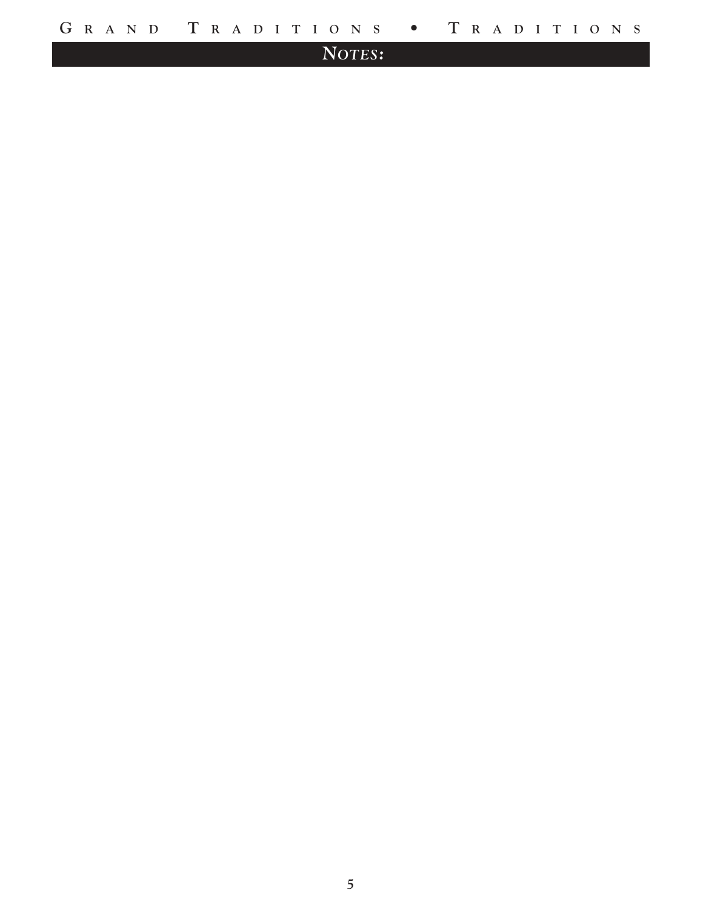## *Notes:*